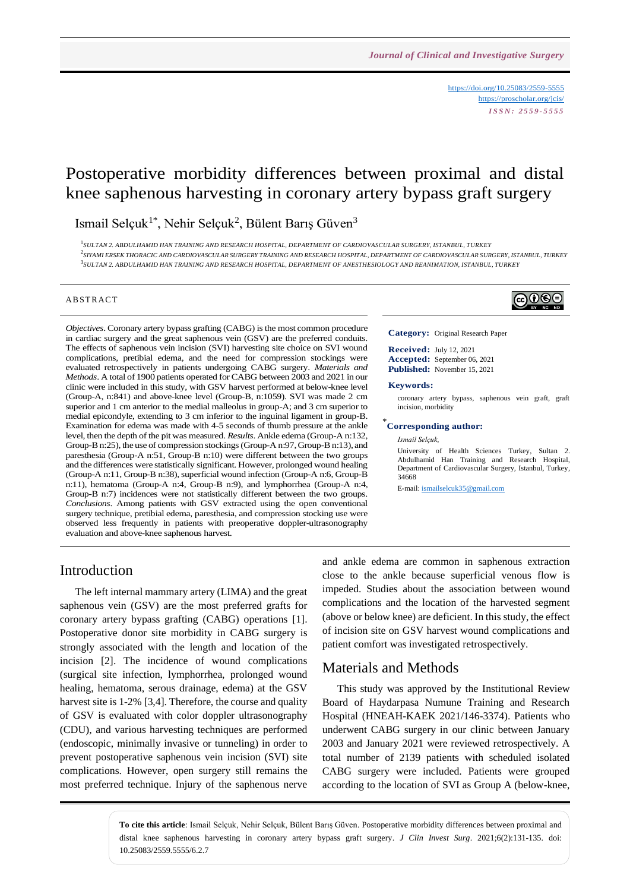https://doi.org/10.25083/2559-5555
https://proscholar.org/jcis/
*ISSN: 2559-5555*

# Postoperative morbidity differences between proximal and distal knee saphenous harvesting in coronary artery bypass graft surgery

Ismail Selçuk[1*], Nehir Selçuk[2], Bülent Barış Güven[3]

[1]SULTAN 2. ABDULHAMID HAN TRAINING AND RESEARCH HOSPITAL, DEPARTMENT OF CARDIOVASCULAR SURGERY, ISTANBUL, TURKEY
[2]SIYAMI ERSEK THORACIC AND CARDIOVASCULAR SURGERY TRAINING AND RESEARCH HOSPITAL, DEPARTMENT OF CARDIOVASCULAR SURGERY, ISTANBUL, TURKEY
[3]SULTAN 2. ABDULHAMID HAN TRAINING AND RESEARCH HOSPITAL, DEPARTMENT OF ANESTHESIOLOGY AND REANIMATION, ISTANBUL, TURKEY

## ABSTRACT

*Objectives*. Coronary artery bypass grafting (CABG) is the most common procedure in cardiac surgery and the great saphenous vein (GSV) are the preferred conduits. The effects of saphenous vein incision (SVI) harvesting site choice on SVI wound complications, pretibial edema, and the need for compression stockings were evaluated retrospectively in patients undergoing CABG surgery. *Materials and Methods*. A total of 1900 patients operated for CABG between 2003 and 2021 in our clinic were included in this study, with GSV harvest performed at below-knee level (Group-A, n:841) and above-knee level (Group-B, n:1059). SVI was made 2 cm superior and 1 cm anterior to the medial malleolus in group-A; and 3 cm superior to medial epicondyle, extending to 3 cm inferior to the inguinal ligament in group-B. Examination for edema was made with 4-5 seconds of thumb pressure at the ankle level, then the depth of the pit was measured. *Results*. Ankle edema (Group-A n:132, Group-B n:25), the use of compression stockings (Group-A n:97, Group-B n:13), and paresthesia (Group-A n:51, Group-B n:10) were different between the two groups and the differences were statistically significant. However, prolonged wound healing (Group-A n:11, Group-B n:38), superficial wound infection (Group-A n:6, Group-B n:11), hematoma (Group-A n:4, Group-B n:9), and lymphorrhea (Group-A n:4, Group-B n:7) incidences were not statistically different between the two groups. *Conclusions*. Among patients with GSV extracted using the open conventional surgery technique, pretibial edema, paresthesia, and compression stocking use were observed less frequently in patients with preoperative doppler-ultrasonography evaluation and above-knee saphenous harvest.

**Category:** Original Research Paper

**Received:** July 12, 2021
**Accepted:** September 06, 2021
**Published:** November 15, 2021

**Keywords:**

coronary artery bypass, saphenous vein graft, graft incision, morbidity

**\*Corresponding author:**

*Ismail Selçuk,*

University of Health Sciences Turkey, Sultan 2. Abdulhamid Han Training and Research Hospital, Department of Cardiovascular Surgery, Istanbul, Turkey, 34668

E-mail: ismailselcuk35@gmail.com

## Introduction

The left internal mammary artery (LIMA) and the great saphenous vein (GSV) are the most preferred grafts for coronary artery bypass grafting (CABG) operations [1]. Postoperative donor site morbidity in CABG surgery is strongly associated with the length and location of the incision [2]. The incidence of wound complications (surgical site infection, lymphorrhea, prolonged wound healing, hematoma, serous drainage, edema) at the GSV harvest site is 1-2% [3,4]. Therefore, the course and quality of GSV is evaluated with color doppler ultrasonography (CDU), and various harvesting techniques are performed (endoscopic, minimally invasive or tunneling) in order to prevent postoperative saphenous vein incision (SVI) site complications. However, open surgery still remains the most preferred technique. Injury of the saphenous nerve and ankle edema are common in saphenous extraction close to the ankle because superficial venous flow is impeded. Studies about the association between wound complications and the location of the harvested segment (above or below knee) are deficient. In this study, the effect of incision site on GSV harvest wound complications and patient comfort was investigated retrospectively.

## Materials and Methods

This study was approved by the Institutional Review Board of Haydarpasa Numune Training and Research Hospital (HNEAH-KAEK 2021/146-3374). Patients who underwent CABG surgery in our clinic between January 2003 and January 2021 were reviewed retrospectively. A total number of 2139 patients with scheduled isolated CABG surgery were included. Patients were grouped according to the location of SVI as Group A (below-knee,

**To cite this article**: Ismail Selçuk, Nehir Selçuk, Bülent Barış Güven. Postoperative morbidity differences between proximal and distal knee saphenous harvesting in coronary artery bypass graft surgery. *J Clin Invest Surg*. 2021;6(2):131-135. doi: 10.25083/2559.5555/6.2.7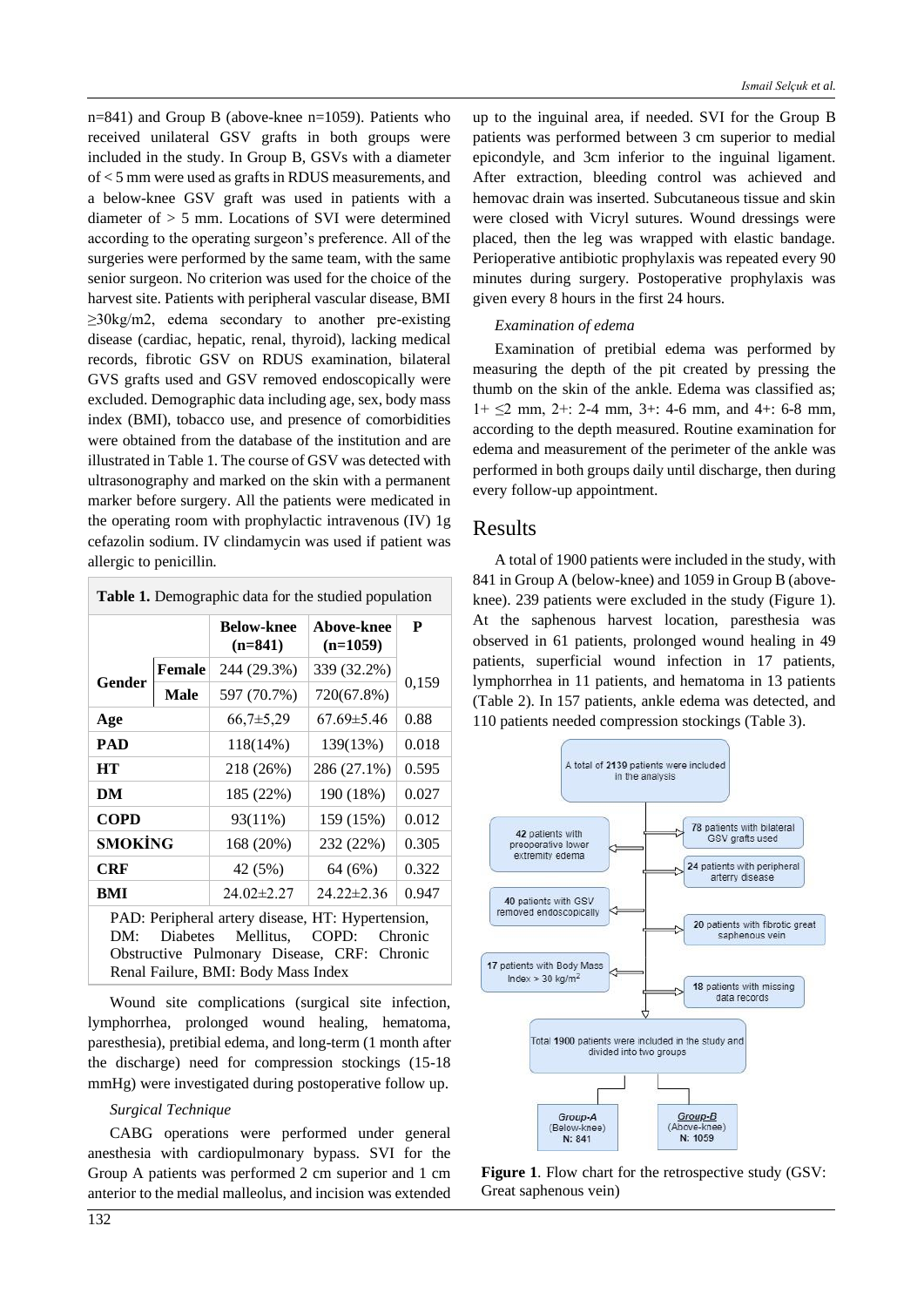n=841) and Group B (above-knee n=1059). Patients who received unilateral GSV grafts in both groups were included in the study. In Group B, GSVs with a diameter of < 5 mm were used as grafts in RDUS measurements, and a below-knee GSV graft was used in patients with a diameter of > 5 mm. Locations of SVI were determined according to the operating surgeon's preference. All of the surgeries were performed by the same team, with the same senior surgeon. No criterion was used for the choice of the harvest site. Patients with peripheral vascular disease, BMI ≥30kg/m2, edema secondary to another pre-existing disease (cardiac, hepatic, renal, thyroid), lacking medical records, fibrotic GSV on RDUS examination, bilateral GVS grafts used and GSV removed endoscopically were excluded. Demographic data including age, sex, body mass index (BMI), tobacco use, and presence of comorbidities were obtained from the database of the institution and are illustrated in Table 1. The course of GSV was detected with ultrasonography and marked on the skin with a permanent marker before surgery. All the patients were medicated in the operating room with prophylactic intravenous (IV) 1g cefazolin sodium. IV clindamycin was used if patient was allergic to penicillin.

**Table 1.** Demographic data for the studied population

| | | Below-knee (n=841) | Above-knee (n=1059) | P |
|---|---|---|---|---|
| **Gender** | **Female** | 244 (29.3%) | 339 (32.2%) | 0,159 |
| | **Male** | 597 (70.7%) | 720(67.8%) | |
| **Age** | | 66,7±5,29 | 67.69±5.46 | 0.88 |
| **PAD** | | 118(14%) | 139(13%) | 0.018 |
| **HT** | | 218 (26%) | 286 (27.1%) | 0.595 |
| **DM** | | 185 (22%) | 190 (18%) | 0.027 |
| **COPD** | | 93(11%) | 159 (15%) | 0.012 |
| **SMOKİNG** | | 168 (20%) | 232 (22%) | 0.305 |
| **CRF** | | 42 (5%) | 64 (6%) | 0.322 |
| **BMI** | | 24.02±2.27 | 24.22±2.36 | 0.947 |

PAD: Peripheral artery disease, HT: Hypertension, DM: Diabetes Mellitus, COPD: Chronic Obstructive Pulmonary Disease, CRF: Chronic Renal Failure, BMI: Body Mass Index

Wound site complications (surgical site infection, lymphorrhea, prolonged wound healing, hematoma, paresthesia), pretibial edema, and long-term (1 month after the discharge) need for compression stockings (15-18 mmHg) were investigated during postoperative follow up.

*Surgical Technique*

CABG operations were performed under general anesthesia with cardiopulmonary bypass. SVI for the Group A patients was performed 2 cm superior and 1 cm anterior to the medial malleolus, and incision was extended up to the inguinal area, if needed. SVI for the Group B patients was performed between 3 cm superior to medial epicondyle, and 3cm inferior to the inguinal ligament. After extraction, bleeding control was achieved and hemovac drain was inserted. Subcutaneous tissue and skin were closed with Vicryl sutures. Wound dressings were placed, then the leg was wrapped with elastic bandage. Perioperative antibiotic prophylaxis was repeated every 90 minutes during surgery. Postoperative prophylaxis was given every 8 hours in the first 24 hours.

*Examination of edema*

Examination of pretibial edema was performed by measuring the depth of the pit created by pressing the thumb on the skin of the ankle. Edema was classified as; 1+ ≤2 mm, 2+: 2-4 mm, 3+: 4-6 mm, and 4+: 6-8 mm, according to the depth measured. Routine examination for edema and measurement of the perimeter of the ankle was performed in both groups daily until discharge, then during every follow-up appointment.

## Results

A total of 1900 patients were included in the study, with 841 in Group A (below-knee) and 1059 in Group B (above-knee). 239 patients were excluded in the study (Figure 1). At the saphenous harvest location, paresthesia was observed in 61 patients, prolonged wound healing in 49 patients, superficial wound infection in 17 patients, lymphorrhea in 11 patients, and hematoma in 13 patients (Table 2). In 157 patients, ankle edema was detected, and 110 patients needed compression stockings (Table 3).

**Figure 1**. Flow chart for the retrospective study (GSV: Great saphenous vein)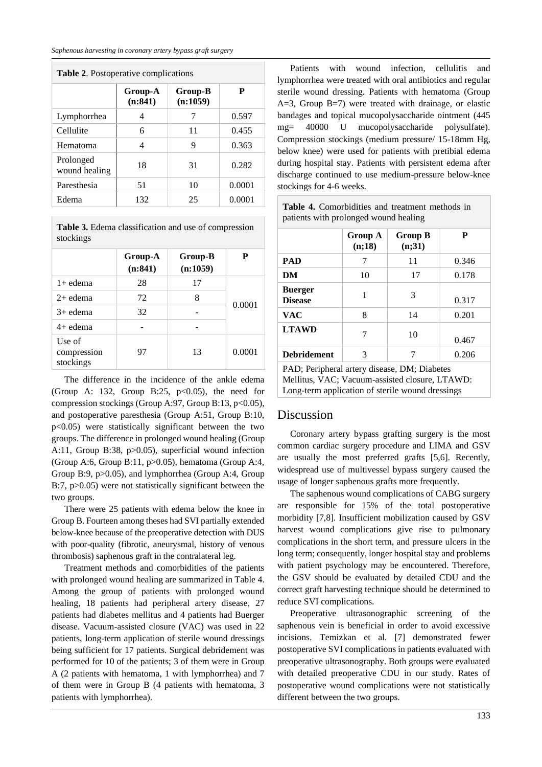**Table 2**. Postoperative complications

| | Group-A (n:841) | Group-B (n:1059) | P |
|---|---|---|---|
| Lymphorrhea | 4 | 7 | 0.597 |
| Cellulite | 6 | 11 | 0.455 |
| Hematoma | 4 | 9 | 0.363 |
| Prolonged wound healing | 18 | 31 | 0.282 |
| Paresthesia | 51 | 10 | 0.0001 |
| Edema | 132 | 25 | 0.0001 |

**Table 3.** Edema classification and use of compression stockings

| | Group-A (n:841) | Group-B (n:1059) | P |
|---|---|---|---|
| 1+ edema | 28 | 17 | 0.0001 |
| 2+ edema | 72 | 8 | |
| 3+ edema | 32 | - | |
| 4+ edema | - | - | |
| Use of compression stockings | 97 | 13 | 0.0001 |

The difference in the incidence of the ankle edema (Group A: 132, Group B:25, $p<0.05$), the need for compression stockings (Group A:97, Group B:13, $p<0.05$), and postoperative paresthesia (Group A:51, Group B:10, $p<0.05$) were statistically significant between the two groups. The difference in prolonged wound healing (Group A:11, Group B:38, $p>0.05$), superficial wound infection (Group A:6, Group B:11, $p>0.05$), hematoma (Group A:4, Group B:9, $p>0.05$), and lymphorrhea (Group A:4, Group B:7, $p>0.05$) were not statistically significant between the two groups.

There were 25 patients with edema below the knee in Group B. Fourteen among theses had SVI partially extended below-knee because of the preoperative detection with DUS with poor-quality (fibrotic, aneurysmal, history of venous thrombosis) saphenous graft in the contralateral leg.

Treatment methods and comorbidities of the patients with prolonged wound healing are summarized in Table 4. Among the group of patients with prolonged wound healing, 18 patients had peripheral artery disease, 27 patients had diabetes mellitus and 4 patients had Buerger disease. Vacuum-assisted closure (VAC) was used in 22 patients, long-term application of sterile wound dressings being sufficient for 17 patients. Surgical debridement was performed for 10 of the patients; 3 of them were in Group A (2 patients with hematoma, 1 with lymphorrhea) and 7 of them were in Group B (4 patients with hematoma, 3 patients with lymphorrhea).

Patients with wound infection, cellulitis and lymphorrhea were treated with oral antibiotics and regular sterile wound dressing. Patients with hematoma (Group A=3, Group B=7) were treated with drainage, or elastic bandages and topical mucopolysaccharide ointment (445 mg= 40000 U mucopolysaccharide polysulfate). Compression stockings (medium pressure/ 15-18mm Hg, below knee) were used for patients with pretibial edema during hospital stay. Patients with persistent edema after discharge continued to use medium-pressure below-knee stockings for 4-6 weeks.

**Table 4.** Comorbidities and treatment methods in patients with prolonged wound healing

| | Group A (n;18) | Group B (n;31) | P |
|---|---|---|---|
| **PAD** | 7 | 11 | 0.346 |
| **DM** | 10 | 17 | 0.178 |
| **Buerger Disease** | 1 | 3 | 0.317 |
| **VAC** | 8 | 14 | 0.201 |
| **LTAWD** | 7 | 10 | 0.467 |
| **Debridement** | 3 | 7 | 0.206 |

PAD; Peripheral artery disease, DM; Diabetes Mellitus, VAC; Vacuum-assisted closure, LTAWD: Long-term application of sterile wound dressings

## Discussion

Coronary artery bypass grafting surgery is the most common cardiac surgery procedure and LIMA and GSV are usually the most preferred grafts [5,6]. Recently, widespread use of multivessel bypass surgery caused the usage of longer saphenous grafts more frequently.

The saphenous wound complications of CABG surgery are responsible for 15% of the total postoperative morbidity [7,8]. Insufficient mobilization caused by GSV harvest wound complications give rise to pulmonary complications in the short term, and pressure ulcers in the long term; consequently, longer hospital stay and problems with patient psychology may be encountered. Therefore, the GSV should be evaluated by detailed CDU and the correct graft harvesting technique should be determined to reduce SVI complications.

Preoperative ultrasonographic screening of the saphenous vein is beneficial in order to avoid excessive incisions. Temizkan et al. [7] demonstrated fewer postoperative SVI complications in patients evaluated with preoperative ultrasonography. Both groups were evaluated with detailed preoperative CDU in our study. Rates of postoperative wound complications were not statistically different between the two groups.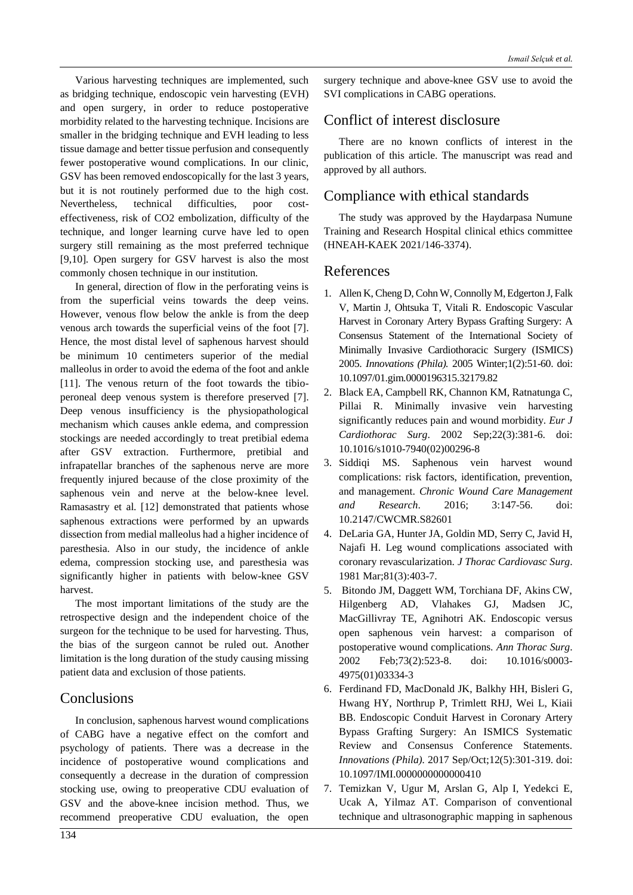Various harvesting techniques are implemented, such as bridging technique, endoscopic vein harvesting (EVH) and open surgery, in order to reduce postoperative morbidity related to the harvesting technique. Incisions are smaller in the bridging technique and EVH leading to less tissue damage and better tissue perfusion and consequently fewer postoperative wound complications. In our clinic, GSV has been removed endoscopically for the last 3 years, but it is not routinely performed due to the high cost. Nevertheless, technical difficulties, poor cost-effectiveness, risk of CO2 embolization, difficulty of the technique, and longer learning curve have led to open surgery still remaining as the most preferred technique [9,10]. Open surgery for GSV harvest is also the most commonly chosen technique in our institution.

In general, direction of flow in the perforating veins is from the superficial veins towards the deep veins. However, venous flow below the ankle is from the deep venous arch towards the superficial veins of the foot [7]. Hence, the most distal level of saphenous harvest should be minimum 10 centimeters superior of the medial malleolus in order to avoid the edema of the foot and ankle [11]. The venous return of the foot towards the tibio-peroneal deep venous system is therefore preserved [7]. Deep venous insufficiency is the physiopathological mechanism which causes ankle edema, and compression stockings are needed accordingly to treat pretibial edema after GSV extraction. Furthermore, pretibial and infrapatellar branches of the saphenous nerve are more frequently injured because of the close proximity of the saphenous vein and nerve at the below-knee level. Ramasastry et al. [12] demonstrated that patients whose saphenous extractions were performed by an upwards dissection from medial malleolus had a higher incidence of paresthesia. Also in our study, the incidence of ankle edema, compression stocking use, and paresthesia was significantly higher in patients with below-knee GSV harvest.

The most important limitations of the study are the retrospective design and the independent choice of the surgeon for the technique to be used for harvesting. Thus, the bias of the surgeon cannot be ruled out. Another limitation is the long duration of the study causing missing patient data and exclusion of those patients.

## Conclusions

In conclusion, saphenous harvest wound complications of CABG have a negative effect on the comfort and psychology of patients. There was a decrease in the incidence of postoperative wound complications and consequently a decrease in the duration of compression stocking use, owing to preoperative CDU evaluation of GSV and the above-knee incision method. Thus, we recommend preoperative CDU evaluation, the open surgery technique and above-knee GSV use to avoid the SVI complications in CABG operations.

## Conflict of interest disclosure

There are no known conflicts of interest in the publication of this article. The manuscript was read and approved by all authors.

## Compliance with ethical standards

The study was approved by the Haydarpasa Numune Training and Research Hospital clinical ethics committee (HNEAH-KAEK 2021/146-3374).

## References

1. Allen K, Cheng D, Cohn W, Connolly M, Edgerton J, Falk V, Martin J, Ohtsuka T, Vitali R. Endoscopic Vascular Harvest in Coronary Artery Bypass Grafting Surgery: A Consensus Statement of the International Society of Minimally Invasive Cardiothoracic Surgery (ISMICS) 2005. *Innovations (Phila).* 2005 Winter;1(2):51-60. doi: 10.1097/01.gim.0000196315.32179.82
2. Black EA, Campbell RK, Channon KM, Ratnatunga C, Pillai R. Minimally invasive vein harvesting significantly reduces pain and wound morbidity. *Eur J Cardiothorac Surg*. 2002 Sep;22(3):381-6. doi: 10.1016/s1010-7940(02)00296-8
3. Siddiqi MS. Saphenous vein harvest wound complications: risk factors, identification, prevention, and management. *Chronic Wound Care Management and Research*. 2016; 3:147-56. doi: 10.2147/CWCMR.S82601
4. DeLaria GA, Hunter JA, Goldin MD, Serry C, Javid H, Najafi H. Leg wound complications associated with coronary revascularization. *J Thorac Cardiovasc Surg*. 1981 Mar;81(3):403-7.
5. Bitondo JM, Daggett WM, Torchiana DF, Akins CW, Hilgenberg AD, Vlahakes GJ, Madsen JC, MacGillivray TE, Agnihotri AK. Endoscopic versus open saphenous vein harvest: a comparison of postoperative wound complications. *Ann Thorac Surg*. 2002 Feb;73(2):523-8. doi: 10.1016/s0003-4975(01)03334-3
6. Ferdinand FD, MacDonald JK, Balkhy HH, Bisleri G, Hwang HY, Northrup P, Trimlett RHJ, Wei L, Kiaii BB. Endoscopic Conduit Harvest in Coronary Artery Bypass Grafting Surgery: An ISMICS Systematic Review and Consensus Conference Statements. *Innovations (Phila)*. 2017 Sep/Oct;12(5):301-319. doi: 10.1097/IMI.0000000000000410
7. Temizkan V, Ugur M, Arslan G, Alp I, Yedekci E, Ucak A, Yilmaz AT. Comparison of conventional technique and ultrasonographic mapping in saphenous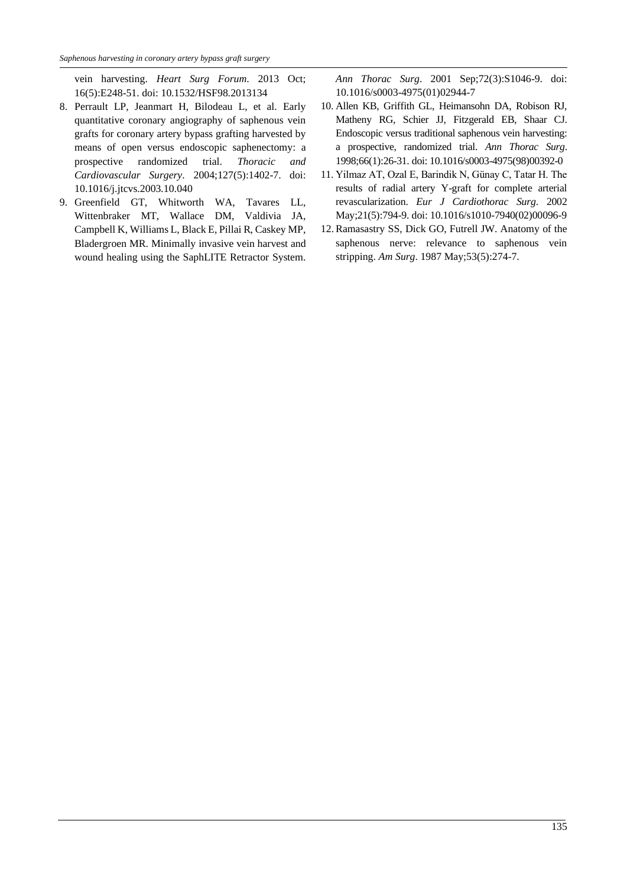vein harvesting. *Heart Surg Forum*. 2013 Oct; 16(5):E248-51. doi: 10.1532/HSF98.2013134

8. Perrault LP, Jeanmart H, Bilodeau L, et al. Early quantitative coronary angiography of saphenous vein grafts for coronary artery bypass grafting harvested by means of open versus endoscopic saphenectomy: a prospective randomized trial. *Thoracic and Cardiovascular Surgery*. 2004;127(5):1402-7. doi: 10.1016/j.jtcvs.2003.10.040
9. Greenfield GT, Whitworth WA, Tavares LL, Wittenbraker MT, Wallace DM, Valdivia JA, Campbell K, Williams L, Black E, Pillai R, Caskey MP, Bladergroen MR. Minimally invasive vein harvest and wound healing using the SaphLITE Retractor System. *Ann Thorac Surg*. 2001 Sep;72(3):S1046-9. doi: 10.1016/s0003-4975(01)02944-7
10. Allen KB, Griffith GL, Heimansohn DA, Robison RJ, Matheny RG, Schier JJ, Fitzgerald EB, Shaar CJ. Endoscopic versus traditional saphenous vein harvesting: a prospective, randomized trial. *Ann Thorac Surg*. 1998;66(1):26-31. doi: 10.1016/s0003-4975(98)00392-0
11. Yilmaz AT, Ozal E, Barindik N, Günay C, Tatar H. The results of radial artery Y-graft for complete arterial revascularization. *Eur J Cardiothorac Surg*. 2002 May;21(5):794-9. doi: 10.1016/s1010-7940(02)00096-9
12. Ramasastry SS, Dick GO, Futrell JW. Anatomy of the saphenous nerve: relevance to saphenous vein stripping. *Am Surg*. 1987 May;53(5):274-7.